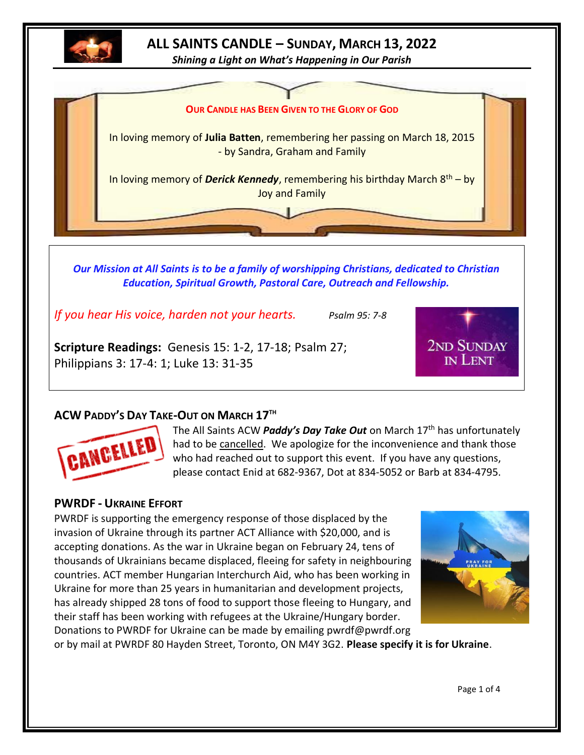# ALL SAINTS CANDLE – SUNDAY, MARCH 13, 2022

***Shining a Light on What's Happening in Our Parish***

**OUR CANDLE HAS BEEN GIVEN TO THE GLORY OF GOD**

In loving memory of **Julia Batten**, remembering her passing on March 18, 2015 - by Sandra, Graham and Family

In loving memory of ***Derick Kennedy***, remembering his birthday March 8th – by Joy and Family

***Our Mission at All Saints is to be a family of worshipping Christians, dedicated to Christian Education, Spiritual Growth, Pastoral Care, Outreach and Fellowship.***

*If you hear His voice, harden not your hearts.* *Psalm 95: 7-8*

**Scripture Readings:** Genesis 15: 1-2, 17-18; Psalm 27; Philippians 3: 17-4: 1; Luke 13: 31-35

2ND SUNDAY IN LENT

## ACW PADDY'S DAY TAKE-OUT ON MARCH 17TH

CANCELLED

The All Saints ACW ***Paddy's Day Take Out*** on March 17th has unfortunately had to be cancelled. We apologize for the inconvenience and thank those who had reached out to support this event. If you have any questions, please contact Enid at 682-9367, Dot at 834-5052 or Barb at 834-4795.

## PWRDF - UKRAINE EFFORT

PWRDF is supporting the emergency response of those displaced by the invasion of Ukraine through its partner ACT Alliance with $20,000, and is accepting donations. As the war in Ukraine began on February 24, tens of thousands of Ukrainians became displaced, fleeing for safety in neighbouring countries. ACT member Hungarian Interchurch Aid, who has been working in Ukraine for more than 25 years in humanitarian and development projects, has already shipped 28 tons of food to support those fleeing to Hungary, and their staff has been working with refugees at the Ukraine/Hungary border. Donations to PWRDF for Ukraine can be made by emailing pwrdf@pwrdf.org or by mail at PWRDF 80 Hayden Street, Toronto, ON M4Y 3G2. **Please specify it is for Ukraine**.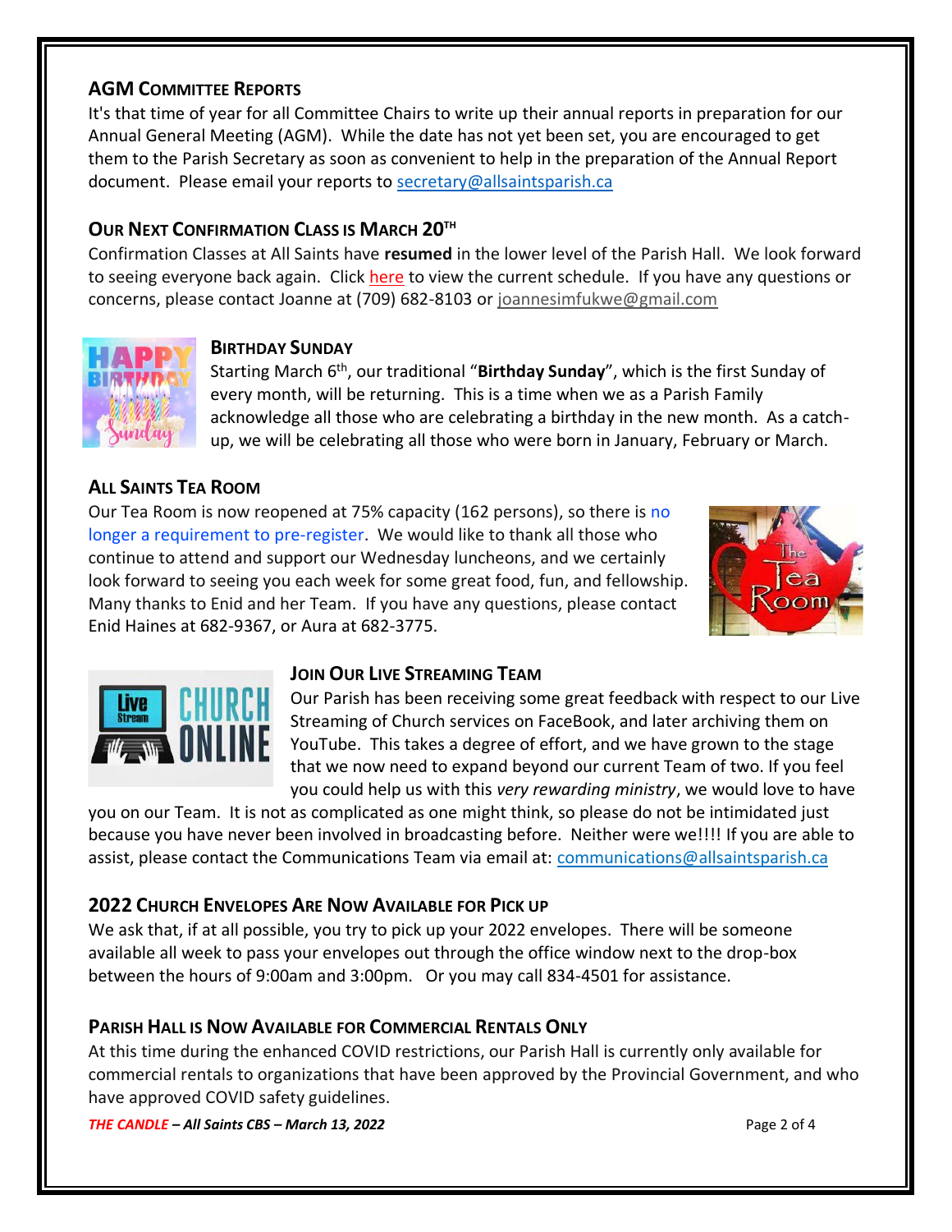## AGM Committee Reports

It's that time of year for all Committee Chairs to write up their annual reports in preparation for our Annual General Meeting (AGM). While the date has not yet been set, you are encouraged to get them to the Parish Secretary as soon as convenient to help in the preparation of the Annual Report document. Please email your reports to secretary@allsaintsparish.ca

## Our Next Confirmation Class is March 20th

Confirmation Classes at All Saints have **resumed** in the lower level of the Parish Hall. We look forward to seeing everyone back again. Click here to view the current schedule. If you have any questions or concerns, please contact Joanne at (709) 682-8103 or joannesimfukwe@gmail.com

## Birthday Sunday

Starting March 6th, our traditional "**Birthday Sunday**", which is the first Sunday of every month, will be returning. This is a time when we as a Parish Family acknowledge all those who are celebrating a birthday in the new month. As a catch-up, we will be celebrating all those who were born in January, February or March.

## All Saints Tea Room

Our Tea Room is now reopened at 75% capacity (162 persons), so there is no longer a requirement to pre-register. We would like to thank all those who continue to attend and support our Wednesday luncheons, and we certainly look forward to seeing you each week for some great food, fun, and fellowship. Many thanks to Enid and her Team. If you have any questions, please contact Enid Haines at 682-9367, or Aura at 682-3775.

## Join Our Live Streaming Team

Our Parish has been receiving some great feedback with respect to our Live Streaming of Church services on FaceBook, and later archiving them on YouTube. This takes a degree of effort, and we have grown to the stage that we now need to expand beyond our current Team of two. If you feel you could help us with this *very rewarding ministry*, we would love to have you on our Team. It is not as complicated as one might think, so please do not be intimidated just because you have never been involved in broadcasting before. Neither were we!!!! If you are able to assist, please contact the Communications Team via email at: communications@allsaintsparish.ca

## 2022 Church Envelopes Are Now Available for Pick up

We ask that, if at all possible, you try to pick up your 2022 envelopes. There will be someone available all week to pass your envelopes out through the office window next to the drop-box between the hours of 9:00am and 3:00pm. Or you may call 834-4501 for assistance.

## Parish Hall is Now Available for Commercial Rentals Only

At this time during the enhanced COVID restrictions, our Parish Hall is currently only available for commercial rentals to organizations that have been approved by the Provincial Government, and who have approved COVID safety guidelines.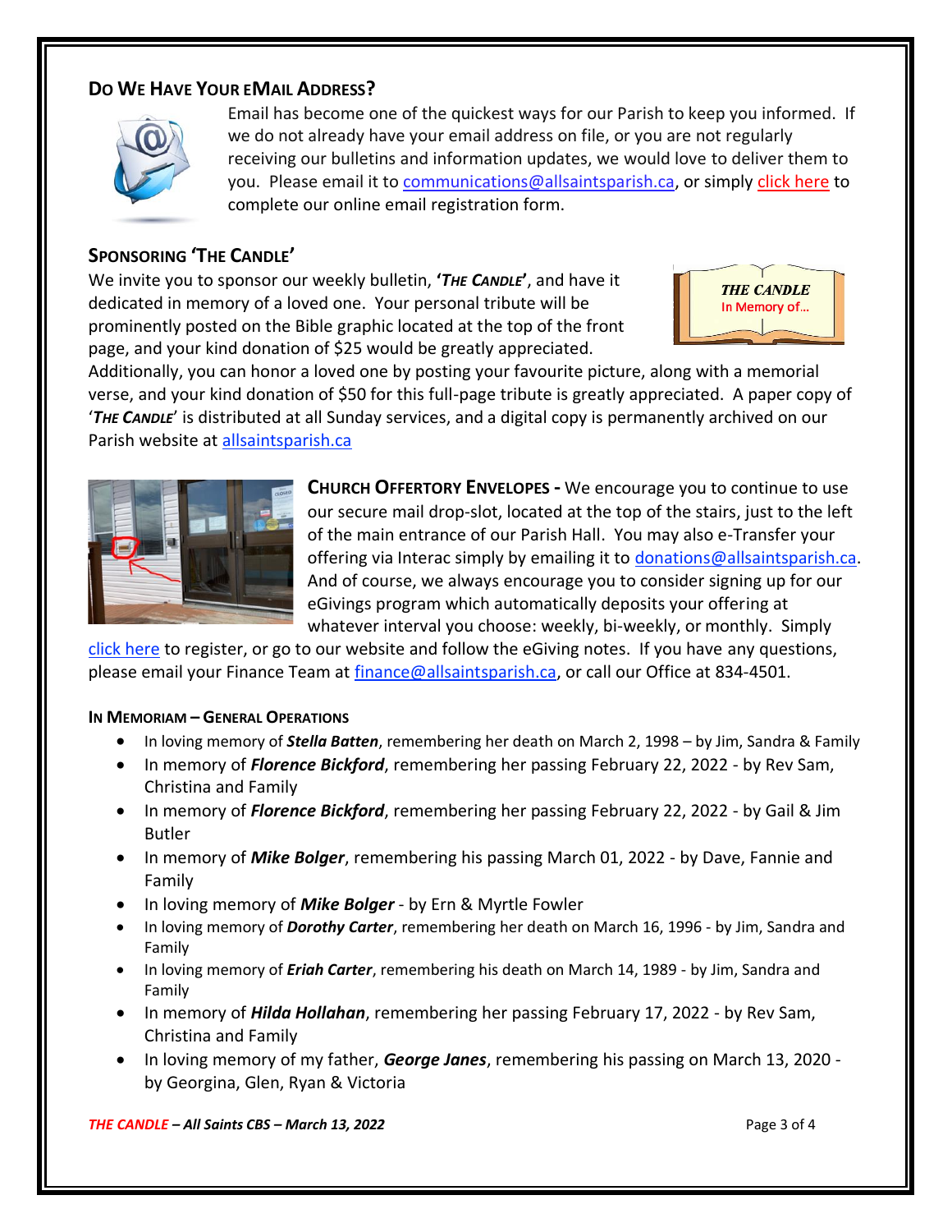## Do We Have Your eMail Address?

Email has become one of the quickest ways for our Parish to keep you informed. If we do not already have your email address on file, or you are not regularly receiving our bulletins and information updates, we would love to deliver them to you. Please email it to communications@allsaintsparish.ca, or simply click here to complete our online email registration form.

## Sponsoring 'The Candle'

We invite you to sponsor our weekly bulletin, **'*The Candle*'**, and have it dedicated in memory of a loved one. Your personal tribute will be prominently posted on the Bible graphic located at the top of the front page, and your kind donation of $25 would be greatly appreciated. Additionally, you can honor a loved one by posting your favourite picture, along with a memorial verse, and your kind donation of $50 for this full-page tribute is greatly appreciated. A paper copy of '***The Candle***' is distributed at all Sunday services, and a digital copy is permanently archived on our Parish website at allsaintsparish.ca

**Church Offertory Envelopes -** We encourage you to continue to use our secure mail drop-slot, located at the top of the stairs, just to the left of the main entrance of our Parish Hall. You may also e-Transfer your offering via Interac simply by emailing it to donations@allsaintsparish.ca. And of course, we always encourage you to consider signing up for our eGivings program which automatically deposits your offering at whatever interval you choose: weekly, bi-weekly, or monthly. Simply click here to register, or go to our website and follow the eGiving notes. If you have any questions, please email your Finance Team at finance@allsaintsparish.ca, or call our Office at 834-4501.

### In Memoriam – General Operations

- In loving memory of ***Stella Batten***, remembering her death on March 2, 1998 – by Jim, Sandra & Family
- In memory of ***Florence Bickford***, remembering her passing February 22, 2022 - by Rev Sam, Christina and Family
- In memory of ***Florence Bickford***, remembering her passing February 22, 2022 - by Gail & Jim Butler
- In memory of ***Mike Bolger***, remembering his passing March 01, 2022 - by Dave, Fannie and Family
- In loving memory of ***Mike Bolger*** - by Ern & Myrtle Fowler
- In loving memory of ***Dorothy Carter***, remembering her death on March 16, 1996 - by Jim, Sandra and Family
- In loving memory of ***Eriah Carter***, remembering his death on March 14, 1989 - by Jim, Sandra and Family
- In memory of ***Hilda Hollahan***, remembering her passing February 17, 2022 - by Rev Sam, Christina and Family
- In loving memory of my father, ***George Janes***, remembering his passing on March 13, 2020 - by Georgina, Glen, Ryan & Victoria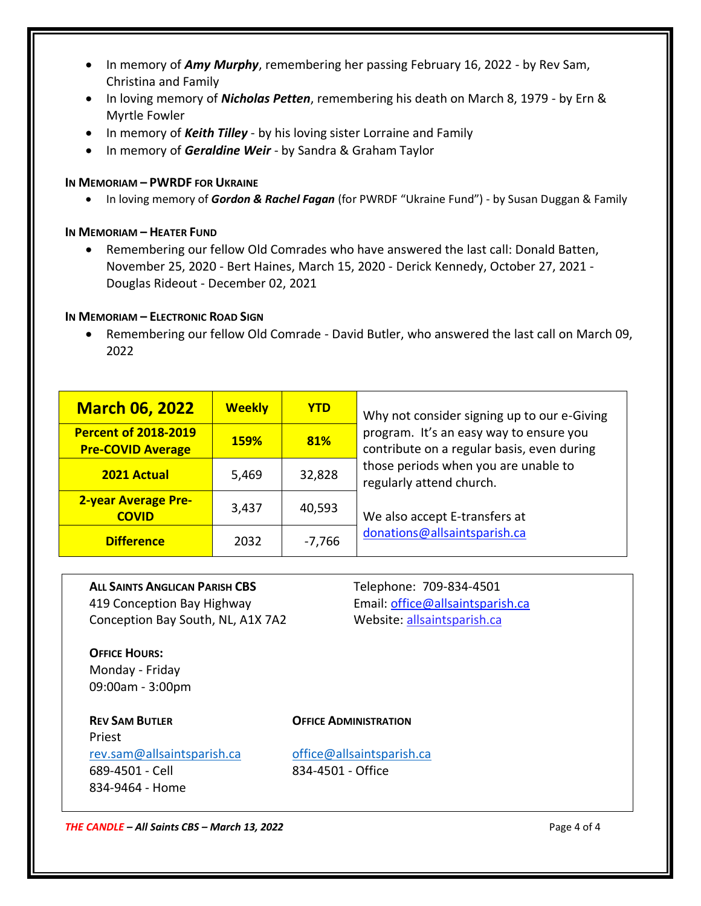- In memory of ***Amy Murphy***, remembering her passing February 16, 2022 - by Rev Sam, Christina and Family
- In loving memory of ***Nicholas Petten***, remembering his death on March 8, 1979 - by Ern & Myrtle Fowler
- In memory of ***Keith Tilley*** - by his loving sister Lorraine and Family
- In memory of ***Geraldine Weir*** - by Sandra & Graham Taylor

**IN MEMORIAM – PWRDF FOR UKRAINE**

- In loving memory of ***Gordon & Rachel Fagan*** (for PWRDF "Ukraine Fund") - by Susan Duggan & Family

**IN MEMORIAM – HEATER FUND**

- Remembering our fellow Old Comrades who have answered the last call: Donald Batten, November 25, 2020 - Bert Haines, March 15, 2020 - Derick Kennedy, October 27, 2021 - Douglas Rideout - December 02, 2021

**IN MEMORIAM – ELECTRONIC ROAD SIGN**

- Remembering our fellow Old Comrade - David Butler, who answered the last call on March 09, 2022

| March 06, 2022 | Weekly | YTD |
|---|---|---|
| Percent of 2018-2019 Pre-COVID Average | 159% | 81% |
| 2021 Actual | 5,469 | 32,828 |
| 2-year Average Pre-COVID | 3,437 | 40,593 |
| Difference | 2032 | -7,766 |

Why not consider signing up to our e-Giving program. It's an easy way to ensure you contribute on a regular basis, even during those periods when you are unable to regularly attend church.

We also accept E-transfers at donations@allsaintsparish.ca

**ALL SAINTS ANGLICAN PARISH CBS**
419 Conception Bay Highway
Conception Bay South, NL, A1X 7A2

Telephone: 709-834-4501
Email: office@allsaintsparish.ca
Website: allsaintsparish.ca

**OFFICE HOURS:**
Monday - Friday
09:00am - 3:00pm

**REV SAM BUTLER**
Priest
rev.sam@allsaintsparish.ca
689-4501 - Cell
834-9464 - Home

**OFFICE ADMINISTRATION**
office@allsaintsparish.ca
834-4501 - Office